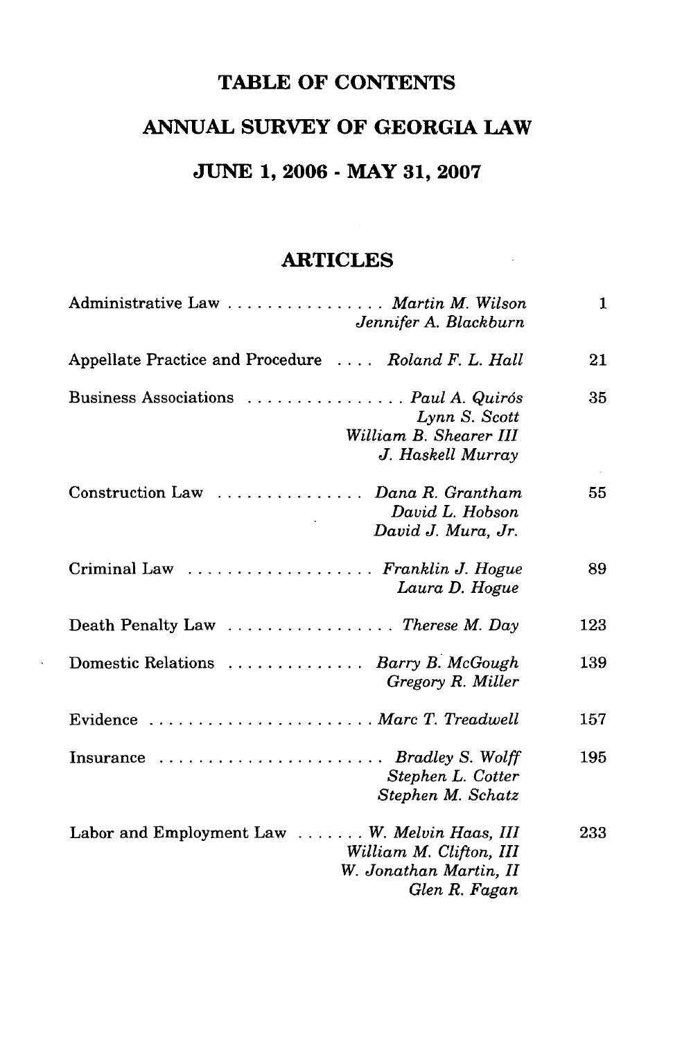# TABLE OF CONTENTS

## ANNUAL SURVEY OF GEORGIA LAW

## JUNE 1, 2006 - MAY 31, 2007

### ARTICLES

| Article | Authors | Page |
|---|---|---|
| Administrative Law | *Martin M. Wilson*<br>*Jennifer A. Blackburn* | 1 |
| Appellate Practice and Procedure | *Roland F. L. Hall* | 21 |
| Business Associations | *Paul A. Quirós*<br>*Lynn S. Scott*<br>*William B. Shearer III*<br>*J. Haskell Murray* | 35 |
| Construction Law | *Dana R. Grantham*<br>*David L. Hobson*<br>*David J. Mura, Jr.* | 55 |
| Criminal Law | *Franklin J. Hogue*<br>*Laura D. Hogue* | 89 |
| Death Penalty Law | *Therese M. Day* | 123 |
| Domestic Relations | *Barry B. McGough*<br>*Gregory R. Miller* | 139 |
| Evidence | *Marc T. Treadwell* | 157 |
| Insurance | *Bradley S. Wolff*<br>*Stephen L. Cotter*<br>*Stephen M. Schatz* | 195 |
| Labor and Employment Law | *W. Melvin Haas, III*<br>*William M. Clifton, III*<br>*W. Jonathan Martin, II*<br>*Glen R. Fagan* | 233 |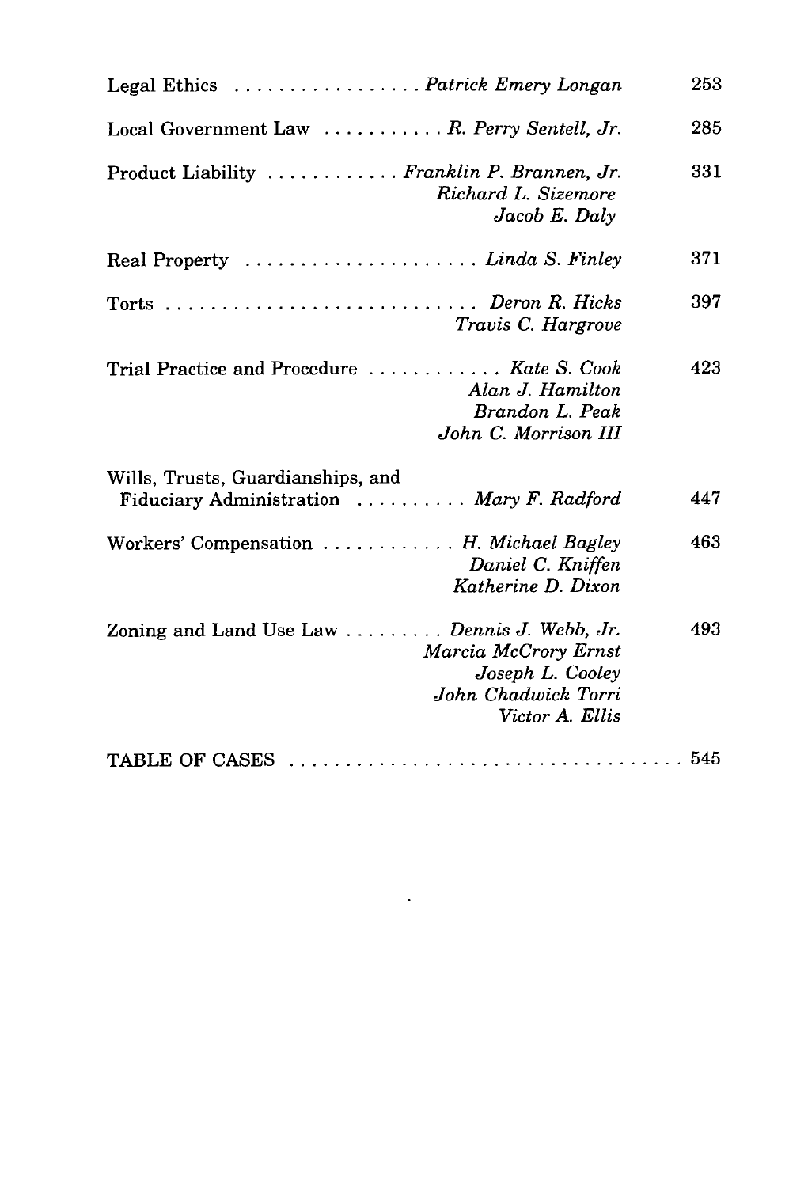| | | |
|---|---|---|
| Legal Ethics | *Patrick Emery Longan* | 253 |
| Local Government Law | *R. Perry Sentell, Jr.* | 285 |
| Product Liability | *Franklin P. Brannen, Jr.*<br>*Richard L. Sizemore*<br>*Jacob E. Daly* | 331 |
| Real Property | *Linda S. Finley* | 371 |
| Torts | *Deron R. Hicks*<br>*Travis C. Hargrove* | 397 |
| Trial Practice and Procedure | *Kate S. Cook*<br>*Alan J. Hamilton*<br>*Brandon L. Peak*<br>*John C. Morrison III* | 423 |
| Wills, Trusts, Guardianships, and Fiduciary Administration | *Mary F. Radford* | 447 |
| Workers' Compensation | *H. Michael Bagley*<br>*Daniel C. Kniffen*<br>*Katherine D. Dixon* | 463 |
| Zoning and Land Use Law | *Dennis J. Webb, Jr.*<br>*Marcia McCrory Ernst*<br>*Joseph L. Cooley*<br>*John Chadwick Torri*<br>*Victor A. Ellis* | 493 |
| TABLE OF CASES | | 545 |